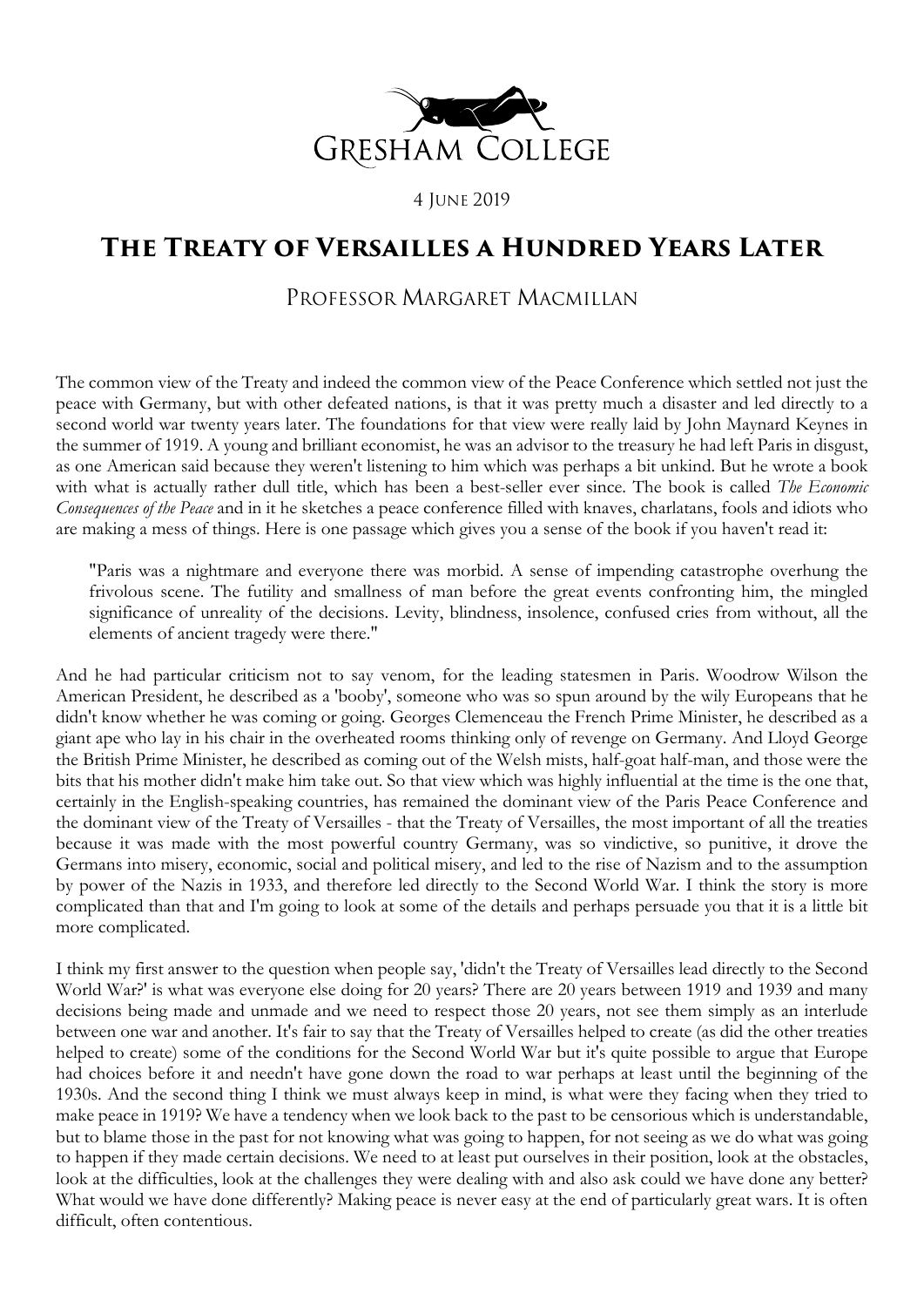Gresham College

4 June 2019

# The Treaty of Versailles a Hundred Years Later

## Professor Margaret MacMillan

The common view of the Treaty and indeed the common view of the Peace Conference which settled not just the peace with Germany, but with other defeated nations, is that it was pretty much a disaster and led directly to a second world war twenty years later. The foundations for that view were really laid by John Maynard Keynes in the summer of 1919. A young and brilliant economist, he was an advisor to the treasury he had left Paris in disgust, as one American said because they weren't listening to him which was perhaps a bit unkind. But he wrote a book with what is actually rather dull title, which has been a best-seller ever since. The book is called *The Economic Consequences of the Peace* and in it he sketches a peace conference filled with knaves, charlatans, fools and idiots who are making a mess of things. Here is one passage which gives you a sense of the book if you haven't read it:

> "Paris was a nightmare and everyone there was morbid. A sense of impending catastrophe overhung the frivolous scene. The futility and smallness of man before the great events confronting him, the mingled significance of unreality of the decisions. Levity, blindness, insolence, confused cries from without, all the elements of ancient tragedy were there."

And he had particular criticism not to say venom, for the leading statesmen in Paris. Woodrow Wilson the American President, he described as a 'booby', someone who was so spun around by the wily Europeans that he didn't know whether he was coming or going. Georges Clemenceau the French Prime Minister, he described as a giant ape who lay in his chair in the overheated rooms thinking only of revenge on Germany. And Lloyd George the British Prime Minister, he described as coming out of the Welsh mists, half-goat half-man, and those were the bits that his mother didn't make him take out. So that view which was highly influential at the time is the one that, certainly in the English-speaking countries, has remained the dominant view of the Paris Peace Conference and the dominant view of the Treaty of Versailles - that the Treaty of Versailles, the most important of all the treaties because it was made with the most powerful country Germany, was so vindictive, so punitive, it drove the Germans into misery, economic, social and political misery, and led to the rise of Nazism and to the assumption by power of the Nazis in 1933, and therefore led directly to the Second World War. I think the story is more complicated than that and I'm going to look at some of the details and perhaps persuade you that it is a little bit more complicated.

I think my first answer to the question when people say, 'didn't the Treaty of Versailles lead directly to the Second World War?' is what was everyone else doing for 20 years? There are 20 years between 1919 and 1939 and many decisions being made and unmade and we need to respect those 20 years, not see them simply as an interlude between one war and another. It's fair to say that the Treaty of Versailles helped to create (as did the other treaties helped to create) some of the conditions for the Second World War but it's quite possible to argue that Europe had choices before it and needn't have gone down the road to war perhaps at least until the beginning of the 1930s. And the second thing I think we must always keep in mind, is what were they facing when they tried to make peace in 1919? We have a tendency when we look back to the past to be censorious which is understandable, but to blame those in the past for not knowing what was going to happen, for not seeing as we do what was going to happen if they made certain decisions. We need to at least put ourselves in their position, look at the obstacles, look at the difficulties, look at the challenges they were dealing with and also ask could we have done any better? What would we have done differently? Making peace is never easy at the end of particularly great wars. It is often difficult, often contentious.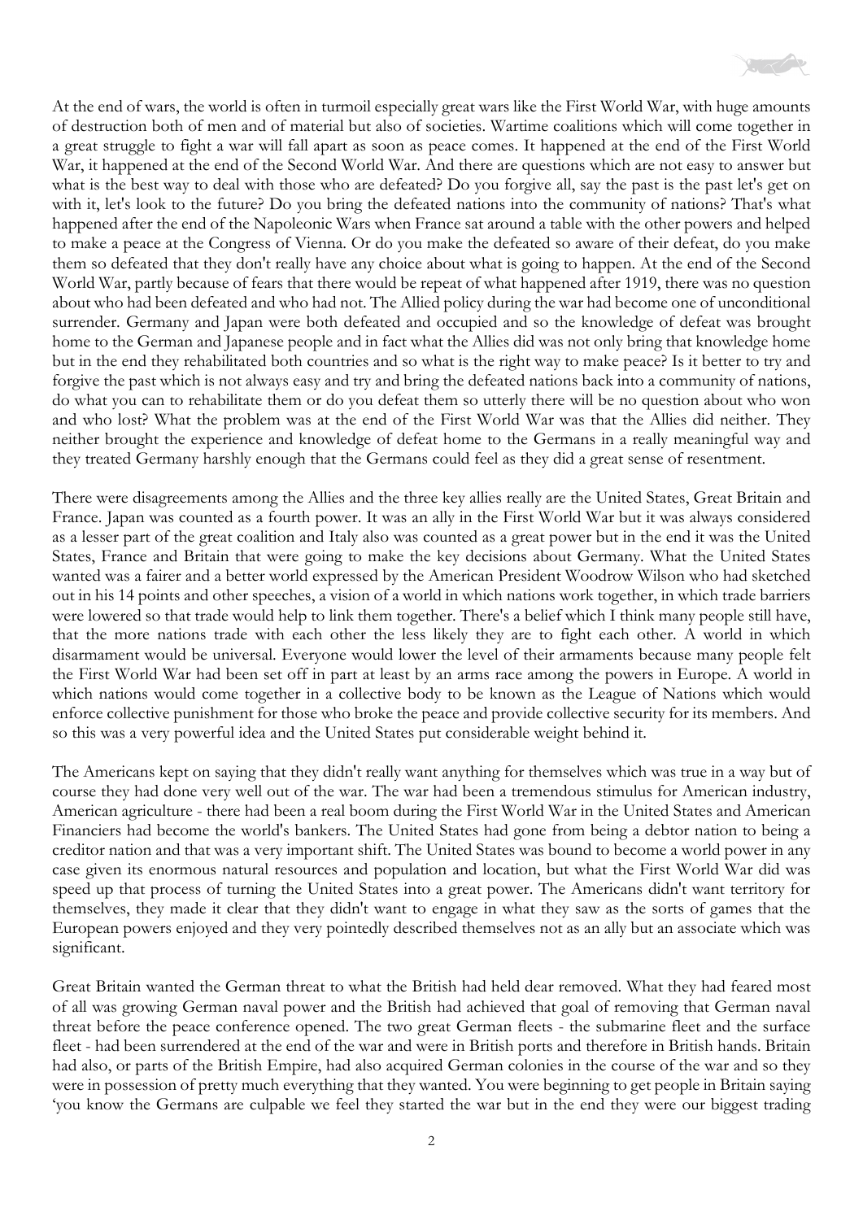At the end of wars, the world is often in turmoil especially great wars like the First World War, with huge amounts of destruction both of men and of material but also of societies. Wartime coalitions which will come together in a great struggle to fight a war will fall apart as soon as peace comes. It happened at the end of the First World War, it happened at the end of the Second World War. And there are questions which are not easy to answer but what is the best way to deal with those who are defeated? Do you forgive all, say the past is the past let's get on with it, let's look to the future? Do you bring the defeated nations into the community of nations? That's what happened after the end of the Napoleonic Wars when France sat around a table with the other powers and helped to make a peace at the Congress of Vienna. Or do you make the defeated so aware of their defeat, do you make them so defeated that they don't really have any choice about what is going to happen. At the end of the Second World War, partly because of fears that there would be repeat of what happened after 1919, there was no question about who had been defeated and who had not. The Allied policy during the war had become one of unconditional surrender. Germany and Japan were both defeated and occupied and so the knowledge of defeat was brought home to the German and Japanese people and in fact what the Allies did was not only bring that knowledge home but in the end they rehabilitated both countries and so what is the right way to make peace? Is it better to try and forgive the past which is not always easy and try and bring the defeated nations back into a community of nations, do what you can to rehabilitate them or do you defeat them so utterly there will be no question about who won and who lost? What the problem was at the end of the First World War was that the Allies did neither. They neither brought the experience and knowledge of defeat home to the Germans in a really meaningful way and they treated Germany harshly enough that the Germans could feel as they did a great sense of resentment.

There were disagreements among the Allies and the three key allies really are the United States, Great Britain and France. Japan was counted as a fourth power. It was an ally in the First World War but it was always considered as a lesser part of the great coalition and Italy also was counted as a great power but in the end it was the United States, France and Britain that were going to make the key decisions about Germany. What the United States wanted was a fairer and a better world expressed by the American President Woodrow Wilson who had sketched out in his 14 points and other speeches, a vision of a world in which nations work together, in which trade barriers were lowered so that trade would help to link them together. There's a belief which I think many people still have, that the more nations trade with each other the less likely they are to fight each other. A world in which disarmament would be universal. Everyone would lower the level of their armaments because many people felt the First World War had been set off in part at least by an arms race among the powers in Europe. A world in which nations would come together in a collective body to be known as the League of Nations which would enforce collective punishment for those who broke the peace and provide collective security for its members. And so this was a very powerful idea and the United States put considerable weight behind it.

The Americans kept on saying that they didn't really want anything for themselves which was true in a way but of course they had done very well out of the war. The war had been a tremendous stimulus for American industry, American agriculture - there had been a real boom during the First World War in the United States and American Financiers had become the world's bankers. The United States had gone from being a debtor nation to being a creditor nation and that was a very important shift. The United States was bound to become a world power in any case given its enormous natural resources and population and location, but what the First World War did was speed up that process of turning the United States into a great power. The Americans didn't want territory for themselves, they made it clear that they didn't want to engage in what they saw as the sorts of games that the European powers enjoyed and they very pointedly described themselves not as an ally but an associate which was significant.

Great Britain wanted the German threat to what the British had held dear removed. What they had feared most of all was growing German naval power and the British had achieved that goal of removing that German naval threat before the peace conference opened. The two great German fleets - the submarine fleet and the surface fleet - had been surrendered at the end of the war and were in British ports and therefore in British hands. Britain had also, or parts of the British Empire, had also acquired German colonies in the course of the war and so they were in possession of pretty much everything that they wanted. You were beginning to get people in Britain saying 'you know the Germans are culpable we feel they started the war but in the end they were our biggest trading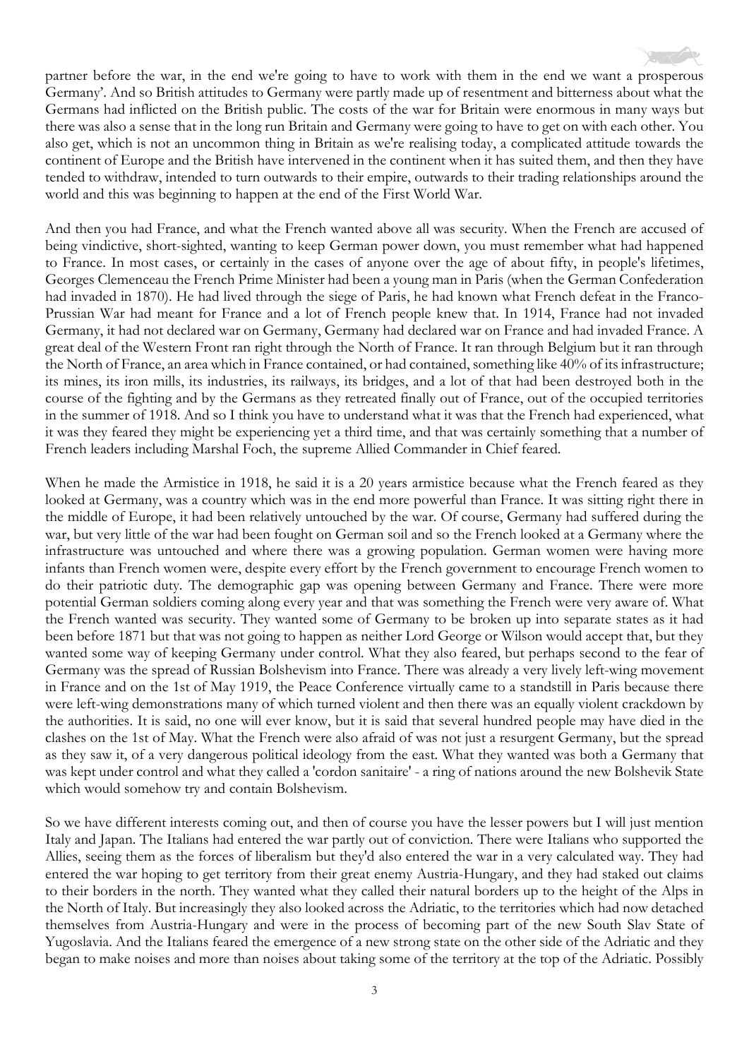partner before the war, in the end we're going to have to work with them in the end we want a prosperous Germany'. And so British attitudes to Germany were partly made up of resentment and bitterness about what the Germans had inflicted on the British public. The costs of the war for Britain were enormous in many ways but there was also a sense that in the long run Britain and Germany were going to have to get on with each other. You also get, which is not an uncommon thing in Britain as we're realising today, a complicated attitude towards the continent of Europe and the British have intervened in the continent when it has suited them, and then they have tended to withdraw, intended to turn outwards to their empire, outwards to their trading relationships around the world and this was beginning to happen at the end of the First World War.

And then you had France, and what the French wanted above all was security. When the French are accused of being vindictive, short-sighted, wanting to keep German power down, you must remember what had happened to France. In most cases, or certainly in the cases of anyone over the age of about fifty, in people's lifetimes, Georges Clemenceau the French Prime Minister had been a young man in Paris (when the German Confederation had invaded in 1870). He had lived through the siege of Paris, he had known what French defeat in the Franco-Prussian War had meant for France and a lot of French people knew that. In 1914, France had not invaded Germany, it had not declared war on Germany, Germany had declared war on France and had invaded France. A great deal of the Western Front ran right through the North of France. It ran through Belgium but it ran through the North of France, an area which in France contained, or had contained, something like 40% of its infrastructure; its mines, its iron mills, its industries, its railways, its bridges, and a lot of that had been destroyed both in the course of the fighting and by the Germans as they retreated finally out of France, out of the occupied territories in the summer of 1918. And so I think you have to understand what it was that the French had experienced, what it was they feared they might be experiencing yet a third time, and that was certainly something that a number of French leaders including Marshal Foch, the supreme Allied Commander in Chief feared.

When he made the Armistice in 1918, he said it is a 20 years armistice because what the French feared as they looked at Germany, was a country which was in the end more powerful than France. It was sitting right there in the middle of Europe, it had been relatively untouched by the war. Of course, Germany had suffered during the war, but very little of the war had been fought on German soil and so the French looked at a Germany where the infrastructure was untouched and where there was a growing population. German women were having more infants than French women were, despite every effort by the French government to encourage French women to do their patriotic duty. The demographic gap was opening between Germany and France. There were more potential German soldiers coming along every year and that was something the French were very aware of. What the French wanted was security. They wanted some of Germany to be broken up into separate states as it had been before 1871 but that was not going to happen as neither Lord George or Wilson would accept that, but they wanted some way of keeping Germany under control. What they also feared, but perhaps second to the fear of Germany was the spread of Russian Bolshevism into France. There was already a very lively left-wing movement in France and on the 1st of May 1919, the Peace Conference virtually came to a standstill in Paris because there were left-wing demonstrations many of which turned violent and then there was an equally violent crackdown by the authorities. It is said, no one will ever know, but it is said that several hundred people may have died in the clashes on the 1st of May. What the French were also afraid of was not just a resurgent Germany, but the spread as they saw it, of a very dangerous political ideology from the east. What they wanted was both a Germany that was kept under control and what they called a 'cordon sanitaire' - a ring of nations around the new Bolshevik State which would somehow try and contain Bolshevism.

So we have different interests coming out, and then of course you have the lesser powers but I will just mention Italy and Japan. The Italians had entered the war partly out of conviction. There were Italians who supported the Allies, seeing them as the forces of liberalism but they'd also entered the war in a very calculated way. They had entered the war hoping to get territory from their great enemy Austria-Hungary, and they had staked out claims to their borders in the north. They wanted what they called their natural borders up to the height of the Alps in the North of Italy. But increasingly they also looked across the Adriatic, to the territories which had now detached themselves from Austria-Hungary and were in the process of becoming part of the new South Slav State of Yugoslavia. And the Italians feared the emergence of a new strong state on the other side of the Adriatic and they began to make noises and more than noises about taking some of the territory at the top of the Adriatic. Possibly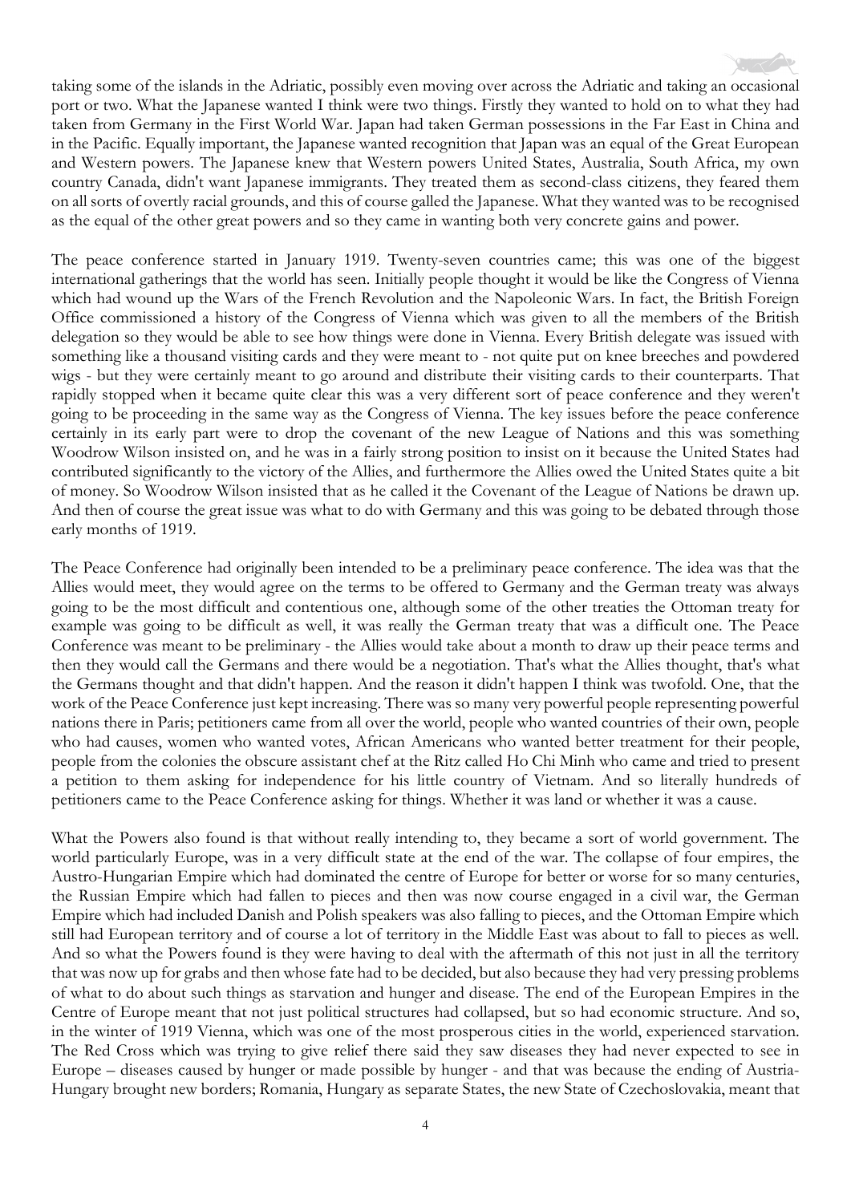taking some of the islands in the Adriatic, possibly even moving over across the Adriatic and taking an occasional port or two. What the Japanese wanted I think were two things. Firstly they wanted to hold on to what they had taken from Germany in the First World War. Japan had taken German possessions in the Far East in China and in the Pacific. Equally important, the Japanese wanted recognition that Japan was an equal of the Great European and Western powers. The Japanese knew that Western powers United States, Australia, South Africa, my own country Canada, didn't want Japanese immigrants. They treated them as second-class citizens, they feared them on all sorts of overtly racial grounds, and this of course galled the Japanese. What they wanted was to be recognised as the equal of the other great powers and so they came in wanting both very concrete gains and power.

The peace conference started in January 1919. Twenty-seven countries came; this was one of the biggest international gatherings that the world has seen. Initially people thought it would be like the Congress of Vienna which had wound up the Wars of the French Revolution and the Napoleonic Wars. In fact, the British Foreign Office commissioned a history of the Congress of Vienna which was given to all the members of the British delegation so they would be able to see how things were done in Vienna. Every British delegate was issued with something like a thousand visiting cards and they were meant to - not quite put on knee breeches and powdered wigs - but they were certainly meant to go around and distribute their visiting cards to their counterparts. That rapidly stopped when it became quite clear this was a very different sort of peace conference and they weren't going to be proceeding in the same way as the Congress of Vienna. The key issues before the peace conference certainly in its early part were to drop the covenant of the new League of Nations and this was something Woodrow Wilson insisted on, and he was in a fairly strong position to insist on it because the United States had contributed significantly to the victory of the Allies, and furthermore the Allies owed the United States quite a bit of money. So Woodrow Wilson insisted that as he called it the Covenant of the League of Nations be drawn up. And then of course the great issue was what to do with Germany and this was going to be debated through those early months of 1919.

The Peace Conference had originally been intended to be a preliminary peace conference. The idea was that the Allies would meet, they would agree on the terms to be offered to Germany and the German treaty was always going to be the most difficult and contentious one, although some of the other treaties the Ottoman treaty for example was going to be difficult as well, it was really the German treaty that was a difficult one. The Peace Conference was meant to be preliminary - the Allies would take about a month to draw up their peace terms and then they would call the Germans and there would be a negotiation. That's what the Allies thought, that's what the Germans thought and that didn't happen. And the reason it didn't happen I think was twofold. One, that the work of the Peace Conference just kept increasing. There was so many very powerful people representing powerful nations there in Paris; petitioners came from all over the world, people who wanted countries of their own, people who had causes, women who wanted votes, African Americans who wanted better treatment for their people, people from the colonies the obscure assistant chef at the Ritz called Ho Chi Minh who came and tried to present a petition to them asking for independence for his little country of Vietnam. And so literally hundreds of petitioners came to the Peace Conference asking for things. Whether it was land or whether it was a cause.

What the Powers also found is that without really intending to, they became a sort of world government. The world particularly Europe, was in a very difficult state at the end of the war. The collapse of four empires, the Austro-Hungarian Empire which had dominated the centre of Europe for better or worse for so many centuries, the Russian Empire which had fallen to pieces and then was now course engaged in a civil war, the German Empire which had included Danish and Polish speakers was also falling to pieces, and the Ottoman Empire which still had European territory and of course a lot of territory in the Middle East was about to fall to pieces as well. And so what the Powers found is they were having to deal with the aftermath of this not just in all the territory that was now up for grabs and then whose fate had to be decided, but also because they had very pressing problems of what to do about such things as starvation and hunger and disease. The end of the European Empires in the Centre of Europe meant that not just political structures had collapsed, but so had economic structure. And so, in the winter of 1919 Vienna, which was one of the most prosperous cities in the world, experienced starvation. The Red Cross which was trying to give relief there said they saw diseases they had never expected to see in Europe – diseases caused by hunger or made possible by hunger - and that was because the ending of Austria-Hungary brought new borders; Romania, Hungary as separate States, the new State of Czechoslovakia, meant that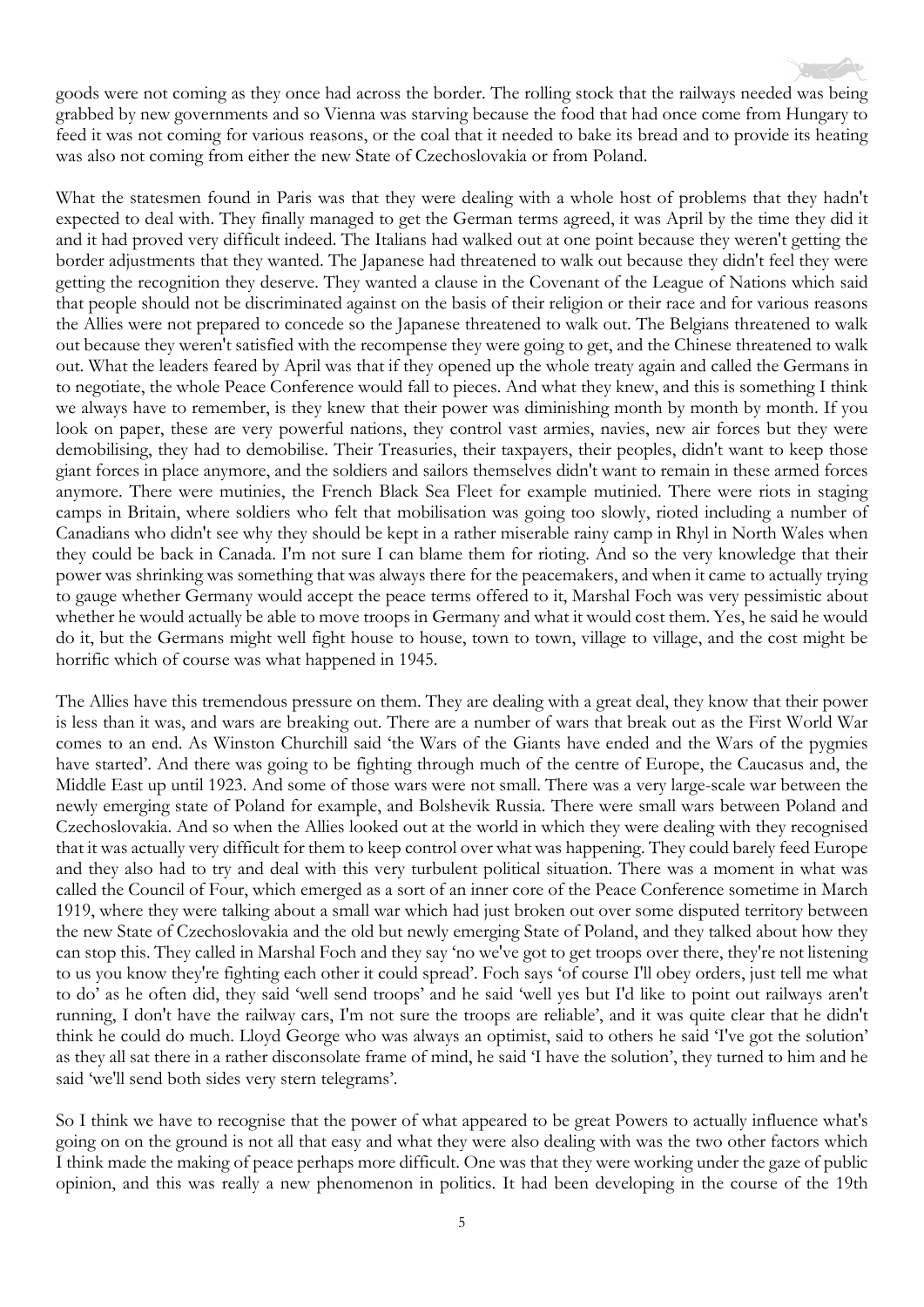goods were not coming as they once had across the border. The rolling stock that the railways needed was being grabbed by new governments and so Vienna was starving because the food that had once come from Hungary to feed it was not coming for various reasons, or the coal that it needed to bake its bread and to provide its heating was also not coming from either the new State of Czechoslovakia or from Poland.

What the statesmen found in Paris was that they were dealing with a whole host of problems that they hadn't expected to deal with. They finally managed to get the German terms agreed, it was April by the time they did it and it had proved very difficult indeed. The Italians had walked out at one point because they weren't getting the border adjustments that they wanted. The Japanese had threatened to walk out because they didn't feel they were getting the recognition they deserve. They wanted a clause in the Covenant of the League of Nations which said that people should not be discriminated against on the basis of their religion or their race and for various reasons the Allies were not prepared to concede so the Japanese threatened to walk out. The Belgians threatened to walk out because they weren't satisfied with the recompense they were going to get, and the Chinese threatened to walk out. What the leaders feared by April was that if they opened up the whole treaty again and called the Germans in to negotiate, the whole Peace Conference would fall to pieces. And what they knew, and this is something I think we always have to remember, is they knew that their power was diminishing month by month by month. If you look on paper, these are very powerful nations, they control vast armies, navies, new air forces but they were demobilising, they had to demobilise. Their Treasuries, their taxpayers, their peoples, didn't want to keep those giant forces in place anymore, and the soldiers and sailors themselves didn't want to remain in these armed forces anymore. There were mutinies, the French Black Sea Fleet for example mutinied. There were riots in staging camps in Britain, where soldiers who felt that mobilisation was going too slowly, rioted including a number of Canadians who didn't see why they should be kept in a rather miserable rainy camp in Rhyl in North Wales when they could be back in Canada. I'm not sure I can blame them for rioting. And so the very knowledge that their power was shrinking was something that was always there for the peacemakers, and when it came to actually trying to gauge whether Germany would accept the peace terms offered to it, Marshal Foch was very pessimistic about whether he would actually be able to move troops in Germany and what it would cost them. Yes, he said he would do it, but the Germans might well fight house to house, town to town, village to village, and the cost might be horrific which of course was what happened in 1945.

The Allies have this tremendous pressure on them. They are dealing with a great deal, they know that their power is less than it was, and wars are breaking out. There are a number of wars that break out as the First World War comes to an end. As Winston Churchill said 'the Wars of the Giants have ended and the Wars of the pygmies have started'. And there was going to be fighting through much of the centre of Europe, the Caucasus and, the Middle East up until 1923. And some of those wars were not small. There was a very large-scale war between the newly emerging state of Poland for example, and Bolshevik Russia. There were small wars between Poland and Czechoslovakia. And so when the Allies looked out at the world in which they were dealing with they recognised that it was actually very difficult for them to keep control over what was happening. They could barely feed Europe and they also had to try and deal with this very turbulent political situation. There was a moment in what was called the Council of Four, which emerged as a sort of an inner core of the Peace Conference sometime in March 1919, where they were talking about a small war which had just broken out over some disputed territory between the new State of Czechoslovakia and the old but newly emerging State of Poland, and they talked about how they can stop this. They called in Marshal Foch and they say 'no we've got to get troops over there, they're not listening to us you know they're fighting each other it could spread'. Foch says 'of course I'll obey orders, just tell me what to do' as he often did, they said 'well send troops' and he said 'well yes but I'd like to point out railways aren't running, I don't have the railway cars, I'm not sure the troops are reliable', and it was quite clear that he didn't think he could do much. Lloyd George who was always an optimist, said to others he said 'I've got the solution' as they all sat there in a rather disconsolate frame of mind, he said 'I have the solution', they turned to him and he said 'we'll send both sides very stern telegrams'.

So I think we have to recognise that the power of what appeared to be great Powers to actually influence what's going on on the ground is not all that easy and what they were also dealing with was the two other factors which I think made the making of peace perhaps more difficult. One was that they were working under the gaze of public opinion, and this was really a new phenomenon in politics. It had been developing in the course of the 19th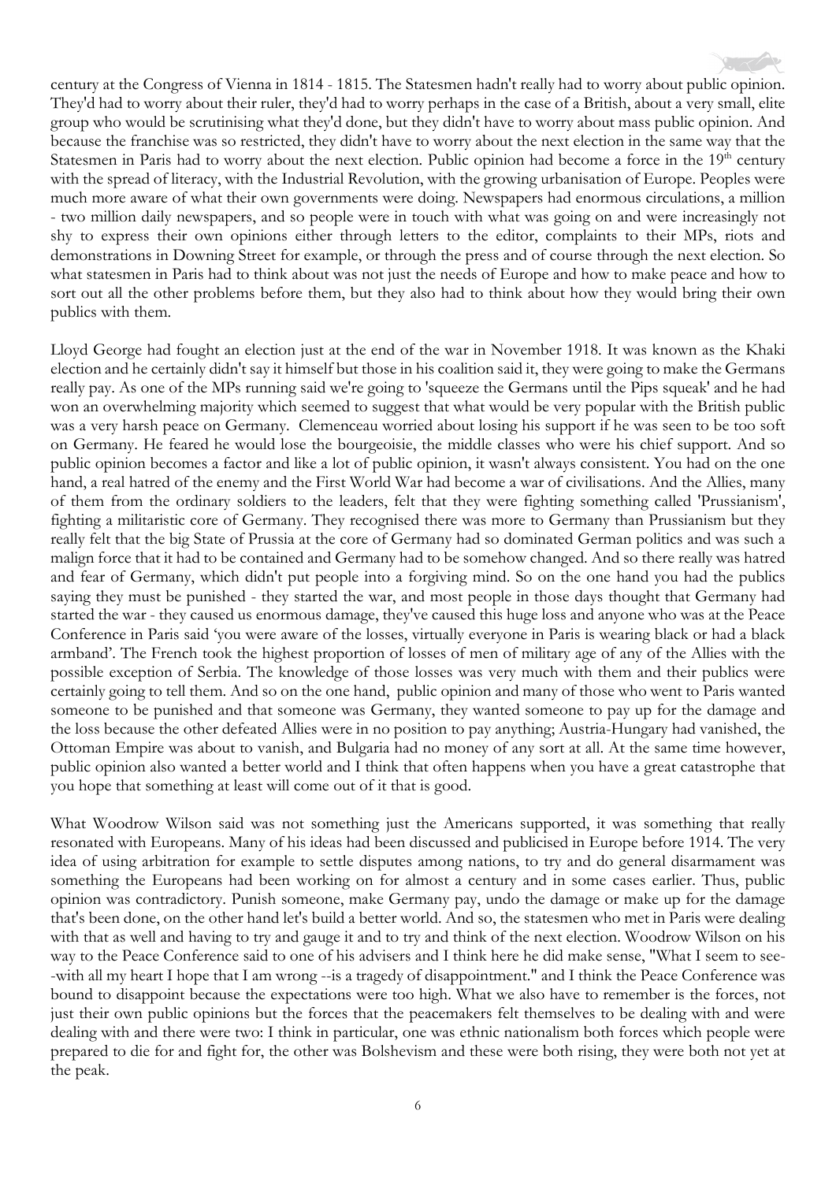century at the Congress of Vienna in 1814 - 1815. The Statesmen hadn't really had to worry about public opinion. They'd had to worry about their ruler, they'd had to worry perhaps in the case of a British, about a very small, elite group who would be scrutinising what they'd done, but they didn't have to worry about mass public opinion. And because the franchise was so restricted, they didn't have to worry about the next election in the same way that the Statesmen in Paris had to worry about the next election. Public opinion had become a force in the 19th century with the spread of literacy, with the Industrial Revolution, with the growing urbanisation of Europe. Peoples were much more aware of what their own governments were doing. Newspapers had enormous circulations, a million - two million daily newspapers, and so people were in touch with what was going on and were increasingly not shy to express their own opinions either through letters to the editor, complaints to their MPs, riots and demonstrations in Downing Street for example, or through the press and of course through the next election. So what statesmen in Paris had to think about was not just the needs of Europe and how to make peace and how to sort out all the other problems before them, but they also had to think about how they would bring their own publics with them.

Lloyd George had fought an election just at the end of the war in November 1918. It was known as the Khaki election and he certainly didn't say it himself but those in his coalition said it, they were going to make the Germans really pay. As one of the MPs running said we're going to 'squeeze the Germans until the Pips squeak' and he had won an overwhelming majority which seemed to suggest that what would be very popular with the British public was a very harsh peace on Germany. Clemenceau worried about losing his support if he was seen to be too soft on Germany. He feared he would lose the bourgeoisie, the middle classes who were his chief support. And so public opinion becomes a factor and like a lot of public opinion, it wasn't always consistent. You had on the one hand, a real hatred of the enemy and the First World War had become a war of civilisations. And the Allies, many of them from the ordinary soldiers to the leaders, felt that they were fighting something called 'Prussianism', fighting a militaristic core of Germany. They recognised there was more to Germany than Prussianism but they really felt that the big State of Prussia at the core of Germany had so dominated German politics and was such a malign force that it had to be contained and Germany had to be somehow changed. And so there really was hatred and fear of Germany, which didn't put people into a forgiving mind. So on the one hand you had the publics saying they must be punished - they started the war, and most people in those days thought that Germany had started the war - they caused us enormous damage, they've caused this huge loss and anyone who was at the Peace Conference in Paris said 'you were aware of the losses, virtually everyone in Paris is wearing black or had a black armband'. The French took the highest proportion of losses of men of military age of any of the Allies with the possible exception of Serbia. The knowledge of those losses was very much with them and their publics were certainly going to tell them. And so on the one hand, public opinion and many of those who went to Paris wanted someone to be punished and that someone was Germany, they wanted someone to pay up for the damage and the loss because the other defeated Allies were in no position to pay anything; Austria-Hungary had vanished, the Ottoman Empire was about to vanish, and Bulgaria had no money of any sort at all. At the same time however, public opinion also wanted a better world and I think that often happens when you have a great catastrophe that you hope that something at least will come out of it that is good.

What Woodrow Wilson said was not something just the Americans supported, it was something that really resonated with Europeans. Many of his ideas had been discussed and publicised in Europe before 1914. The very idea of using arbitration for example to settle disputes among nations, to try and do general disarmament was something the Europeans had been working on for almost a century and in some cases earlier. Thus, public opinion was contradictory. Punish someone, make Germany pay, undo the damage or make up for the damage that's been done, on the other hand let's build a better world. And so, the statesmen who met in Paris were dealing with that as well and having to try and gauge it and to try and think of the next election. Woodrow Wilson on his way to the Peace Conference said to one of his advisers and I think here he did make sense, "What I seem to see--with all my heart I hope that I am wrong --is a tragedy of disappointment." and I think the Peace Conference was bound to disappoint because the expectations were too high. What we also have to remember is the forces, not just their own public opinions but the forces that the peacemakers felt themselves to be dealing with and were dealing with and there were two: I think in particular, one was ethnic nationalism both forces which people were prepared to die for and fight for, the other was Bolshevism and these were both rising, they were both not yet at the peak.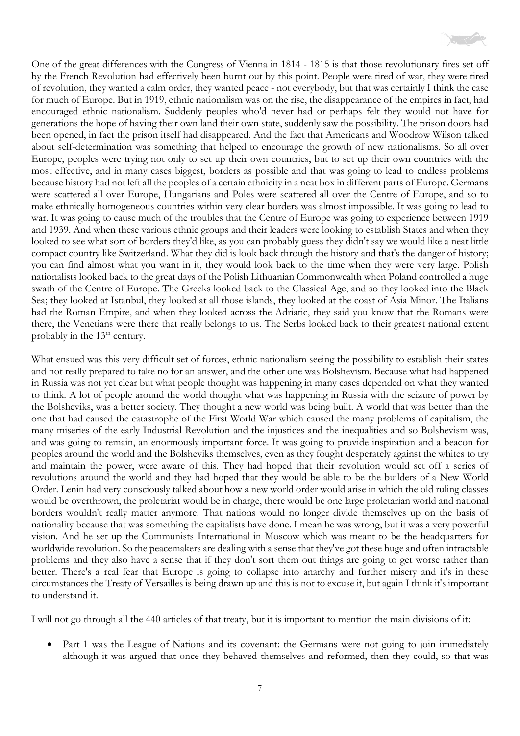One of the great differences with the Congress of Vienna in 1814 - 1815 is that those revolutionary fires set off by the French Revolution had effectively been burnt out by this point. People were tired of war, they were tired of revolution, they wanted a calm order, they wanted peace - not everybody, but that was certainly I think the case for much of Europe. But in 1919, ethnic nationalism was on the rise, the disappearance of the empires in fact, had encouraged ethnic nationalism. Suddenly peoples who'd never had or perhaps felt they would not have for generations the hope of having their own land their own state, suddenly saw the possibility. The prison doors had been opened, in fact the prison itself had disappeared. And the fact that Americans and Woodrow Wilson talked about self-determination was something that helped to encourage the growth of new nationalisms. So all over Europe, peoples were trying not only to set up their own countries, but to set up their own countries with the most effective, and in many cases biggest, borders as possible and that was going to lead to endless problems because history had not left all the peoples of a certain ethnicity in a neat box in different parts of Europe. Germans were scattered all over Europe, Hungarians and Poles were scattered all over the Centre of Europe, and so to make ethnically homogeneous countries within very clear borders was almost impossible. It was going to lead to war. It was going to cause much of the troubles that the Centre of Europe was going to experience between 1919 and 1939. And when these various ethnic groups and their leaders were looking to establish States and when they looked to see what sort of borders they'd like, as you can probably guess they didn't say we would like a neat little compact country like Switzerland. What they did is look back through the history and that's the danger of history; you can find almost what you want in it, they would look back to the time when they were very large. Polish nationalists looked back to the great days of the Polish Lithuanian Commonwealth when Poland controlled a huge swath of the Centre of Europe. The Greeks looked back to the Classical Age, and so they looked into the Black Sea; they looked at Istanbul, they looked at all those islands, they looked at the coast of Asia Minor. The Italians had the Roman Empire, and when they looked across the Adriatic, they said you know that the Romans were there, the Venetians were there that really belongs to us. The Serbs looked back to their greatest national extent probably in the 13th century.

What ensued was this very difficult set of forces, ethnic nationalism seeing the possibility to establish their states and not really prepared to take no for an answer, and the other one was Bolshevism. Because what had happened in Russia was not yet clear but what people thought was happening in many cases depended on what they wanted to think. A lot of people around the world thought what was happening in Russia with the seizure of power by the Bolsheviks, was a better society. They thought a new world was being built. A world that was better than the one that had caused the catastrophe of the First World War which caused the many problems of capitalism, the many miseries of the early Industrial Revolution and the injustices and the inequalities and so Bolshevism was, and was going to remain, an enormously important force. It was going to provide inspiration and a beacon for peoples around the world and the Bolsheviks themselves, even as they fought desperately against the whites to try and maintain the power, were aware of this. They had hoped that their revolution would set off a series of revolutions around the world and they had hoped that they would be able to be the builders of a New World Order. Lenin had very consciously talked about how a new world order would arise in which the old ruling classes would be overthrown, the proletariat would be in charge, there would be one large proletarian world and national borders wouldn't really matter anymore. That nations would no longer divide themselves up on the basis of nationality because that was something the capitalists have done. I mean he was wrong, but it was a very powerful vision. And he set up the Communists International in Moscow which was meant to be the headquarters for worldwide revolution. So the peacemakers are dealing with a sense that they've got these huge and often intractable problems and they also have a sense that if they don't sort them out things are going to get worse rather than better. There's a real fear that Europe is going to collapse into anarchy and further misery and it's in these circumstances the Treaty of Versailles is being drawn up and this is not to excuse it, but again I think it's important to understand it.

I will not go through all the 440 articles of that treaty, but it is important to mention the main divisions of it:

- Part 1 was the League of Nations and its covenant: the Germans were not going to join immediately although it was argued that once they behaved themselves and reformed, then they could, so that was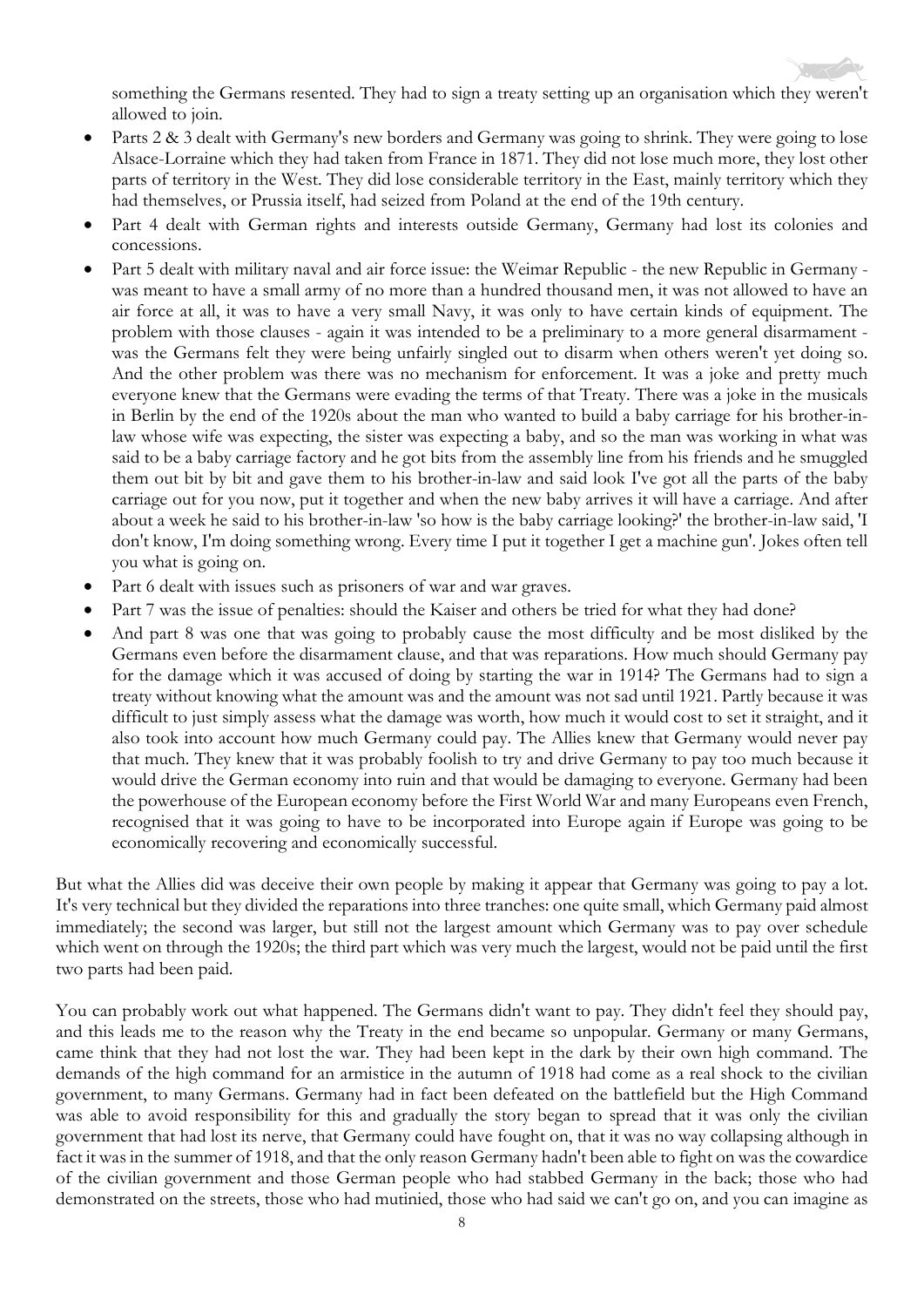something the Germans resented. They had to sign a treaty setting up an organisation which they weren't allowed to join.

- Parts 2 & 3 dealt with Germany's new borders and Germany was going to shrink. They were going to lose Alsace-Lorraine which they had taken from France in 1871. They did not lose much more, they lost other parts of territory in the West. They did lose considerable territory in the East, mainly territory which they had themselves, or Prussia itself, had seized from Poland at the end of the 19th century.
- Part 4 dealt with German rights and interests outside Germany, Germany had lost its colonies and concessions.
- Part 5 dealt with military naval and air force issue: the Weimar Republic - the new Republic in Germany - was meant to have a small army of no more than a hundred thousand men, it was not allowed to have an air force at all, it was to have a very small Navy, it was only to have certain kinds of equipment. The problem with those clauses - again it was intended to be a preliminary to a more general disarmament - was the Germans felt they were being unfairly singled out to disarm when others weren't yet doing so. And the other problem was there was no mechanism for enforcement. It was a joke and pretty much everyone knew that the Germans were evading the terms of that Treaty. There was a joke in the musicals in Berlin by the end of the 1920s about the man who wanted to build a baby carriage for his brother-in-law whose wife was expecting, the sister was expecting a baby, and so the man was working in what was said to be a baby carriage factory and he got bits from the assembly line from his friends and he smuggled them out bit by bit and gave them to his brother-in-law and said look I've got all the parts of the baby carriage out for you now, put it together and when the new baby arrives it will have a carriage. And after about a week he said to his brother-in-law 'so how is the baby carriage looking?' the brother-in-law said, 'I don't know, I'm doing something wrong. Every time I put it together I get a machine gun'. Jokes often tell you what is going on.
- Part 6 dealt with issues such as prisoners of war and war graves.
- Part 7 was the issue of penalties: should the Kaiser and others be tried for what they had done?
- And part 8 was one that was going to probably cause the most difficulty and be most disliked by the Germans even before the disarmament clause, and that was reparations. How much should Germany pay for the damage which it was accused of doing by starting the war in 1914? The Germans had to sign a treaty without knowing what the amount was and the amount was not sad until 1921. Partly because it was difficult to just simply assess what the damage was worth, how much it would cost to set it straight, and it also took into account how much Germany could pay. The Allies knew that Germany would never pay that much. They knew that it was probably foolish to try and drive Germany to pay too much because it would drive the German economy into ruin and that would be damaging to everyone. Germany had been the powerhouse of the European economy before the First World War and many Europeans even French, recognised that it was going to have to be incorporated into Europe again if Europe was going to be economically recovering and economically successful.

But what the Allies did was deceive their own people by making it appear that Germany was going to pay a lot. It's very technical but they divided the reparations into three tranches: one quite small, which Germany paid almost immediately; the second was larger, but still not the largest amount which Germany was to pay over schedule which went on through the 1920s; the third part which was very much the largest, would not be paid until the first two parts had been paid.

You can probably work out what happened. The Germans didn't want to pay. They didn't feel they should pay, and this leads me to the reason why the Treaty in the end became so unpopular. Germany or many Germans, came think that they had not lost the war. They had been kept in the dark by their own high command. The demands of the high command for an armistice in the autumn of 1918 had come as a real shock to the civilian government, to many Germans. Germany had in fact been defeated on the battlefield but the High Command was able to avoid responsibility for this and gradually the story began to spread that it was only the civilian government that had lost its nerve, that Germany could have fought on, that it was no way collapsing although in fact it was in the summer of 1918, and that the only reason Germany hadn't been able to fight on was the cowardice of the civilian government and those German people who had stabbed Germany in the back; those who had demonstrated on the streets, those who had mutinied, those who had said we can't go on, and you can imagine as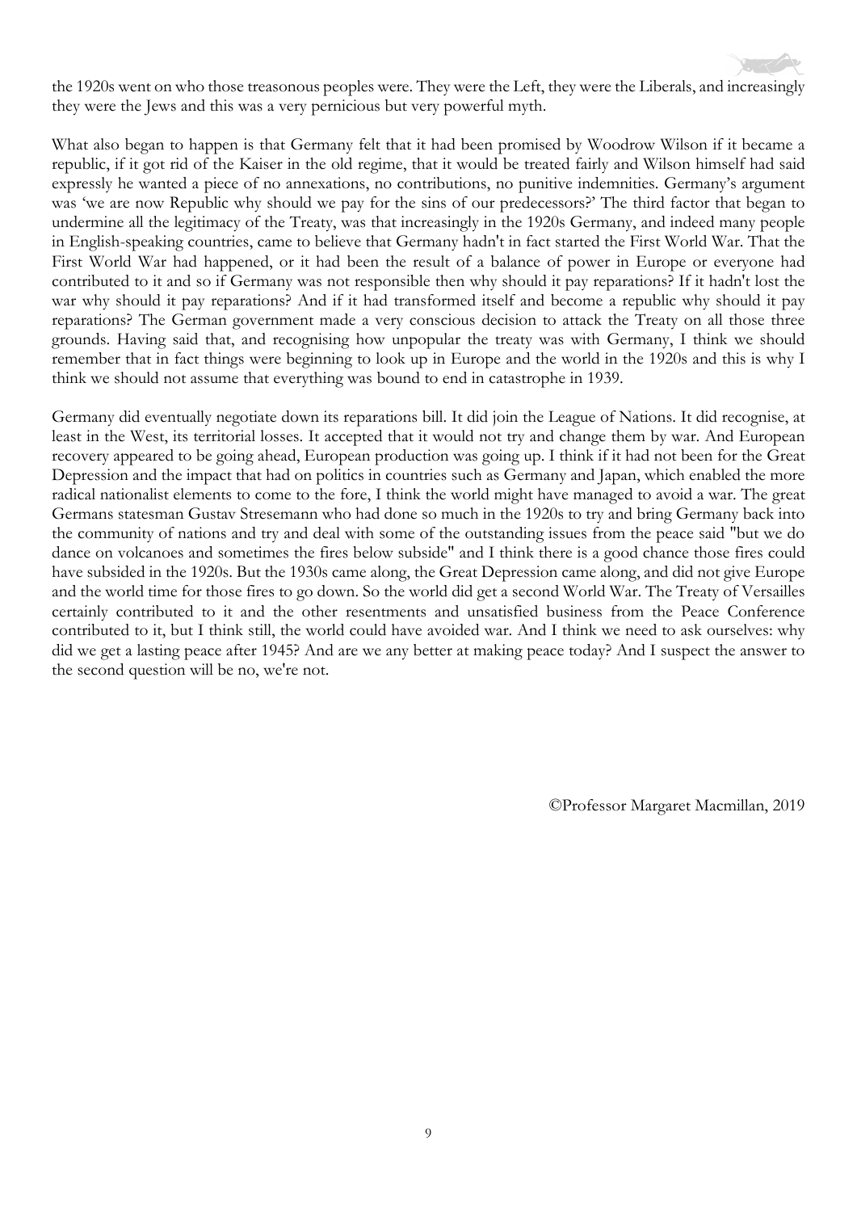the 1920s went on who those treasonous peoples were. They were the Left, they were the Liberals, and increasingly they were the Jews and this was a very pernicious but very powerful myth.

What also began to happen is that Germany felt that it had been promised by Woodrow Wilson if it became a republic, if it got rid of the Kaiser in the old regime, that it would be treated fairly and Wilson himself had said expressly he wanted a piece of no annexations, no contributions, no punitive indemnities. Germany's argument was 'we are now Republic why should we pay for the sins of our predecessors?' The third factor that began to undermine all the legitimacy of the Treaty, was that increasingly in the 1920s Germany, and indeed many people in English-speaking countries, came to believe that Germany hadn't in fact started the First World War. That the First World War had happened, or it had been the result of a balance of power in Europe or everyone had contributed to it and so if Germany was not responsible then why should it pay reparations? If it hadn't lost the war why should it pay reparations? And if it had transformed itself and become a republic why should it pay reparations? The German government made a very conscious decision to attack the Treaty on all those three grounds. Having said that, and recognising how unpopular the treaty was with Germany, I think we should remember that in fact things were beginning to look up in Europe and the world in the 1920s and this is why I think we should not assume that everything was bound to end in catastrophe in 1939.

Germany did eventually negotiate down its reparations bill. It did join the League of Nations. It did recognise, at least in the West, its territorial losses. It accepted that it would not try and change them by war. And European recovery appeared to be going ahead, European production was going up. I think if it had not been for the Great Depression and the impact that had on politics in countries such as Germany and Japan, which enabled the more radical nationalist elements to come to the fore, I think the world might have managed to avoid a war. The great Germans statesman Gustav Stresemann who had done so much in the 1920s to try and bring Germany back into the community of nations and try and deal with some of the outstanding issues from the peace said "but we do dance on volcanoes and sometimes the fires below subside" and I think there is a good chance those fires could have subsided in the 1920s. But the 1930s came along, the Great Depression came along, and did not give Europe and the world time for those fires to go down. So the world did get a second World War. The Treaty of Versailles certainly contributed to it and the other resentments and unsatisfied business from the Peace Conference contributed to it, but I think still, the world could have avoided war. And I think we need to ask ourselves: why did we get a lasting peace after 1945? And are we any better at making peace today? And I suspect the answer to the second question will be no, we're not.

©Professor Margaret Macmillan, 2019